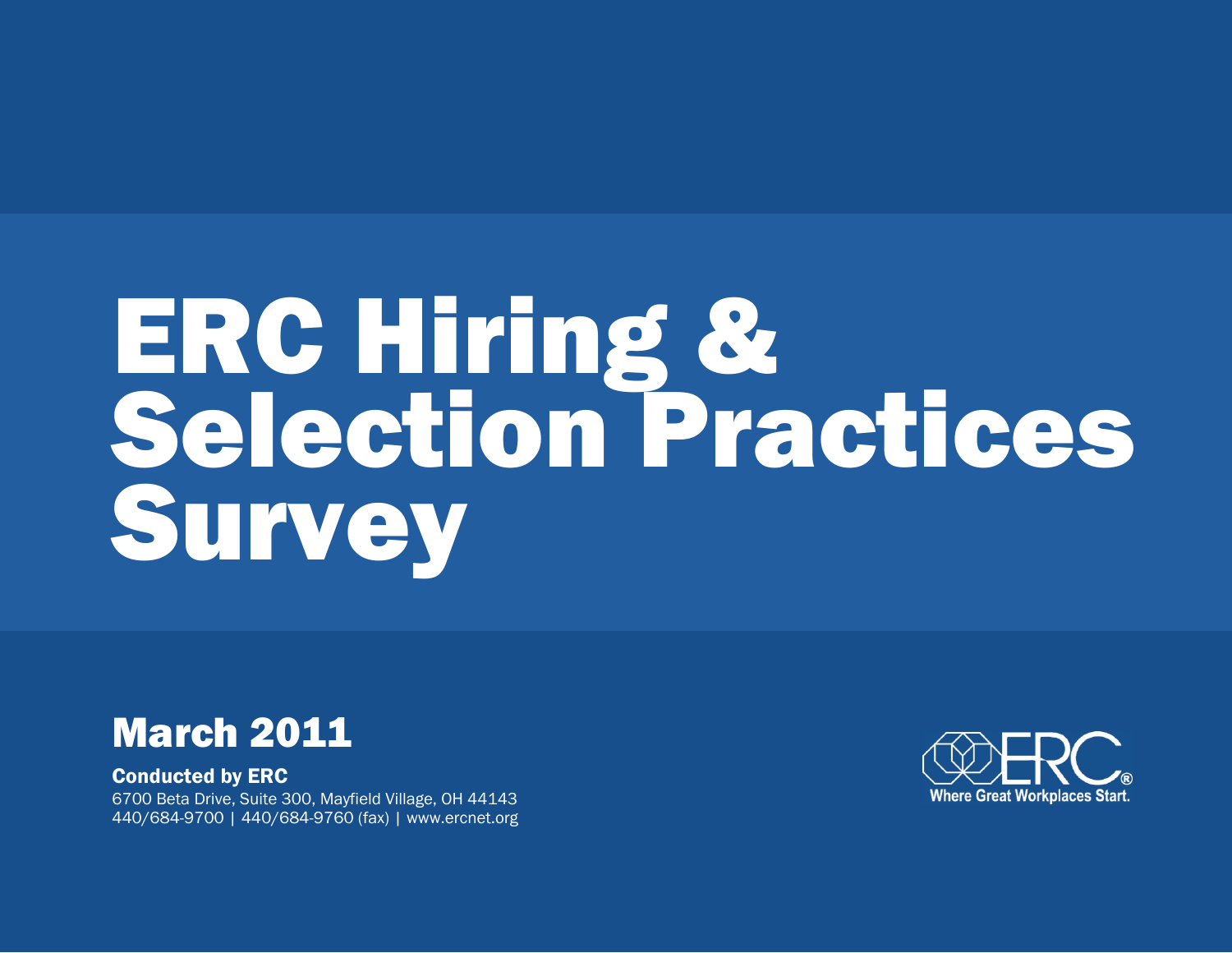# ERC Hiring & Selection Practices Survey

## March 2011

**Conducted by ERC**

6700 Beta Drive, Suite 300, Mayfield Village, OH 44143

440/684-9700 | 440/684-9760 (fax) | www.ercnet.org

ERC®

Where Great Workplaces Start.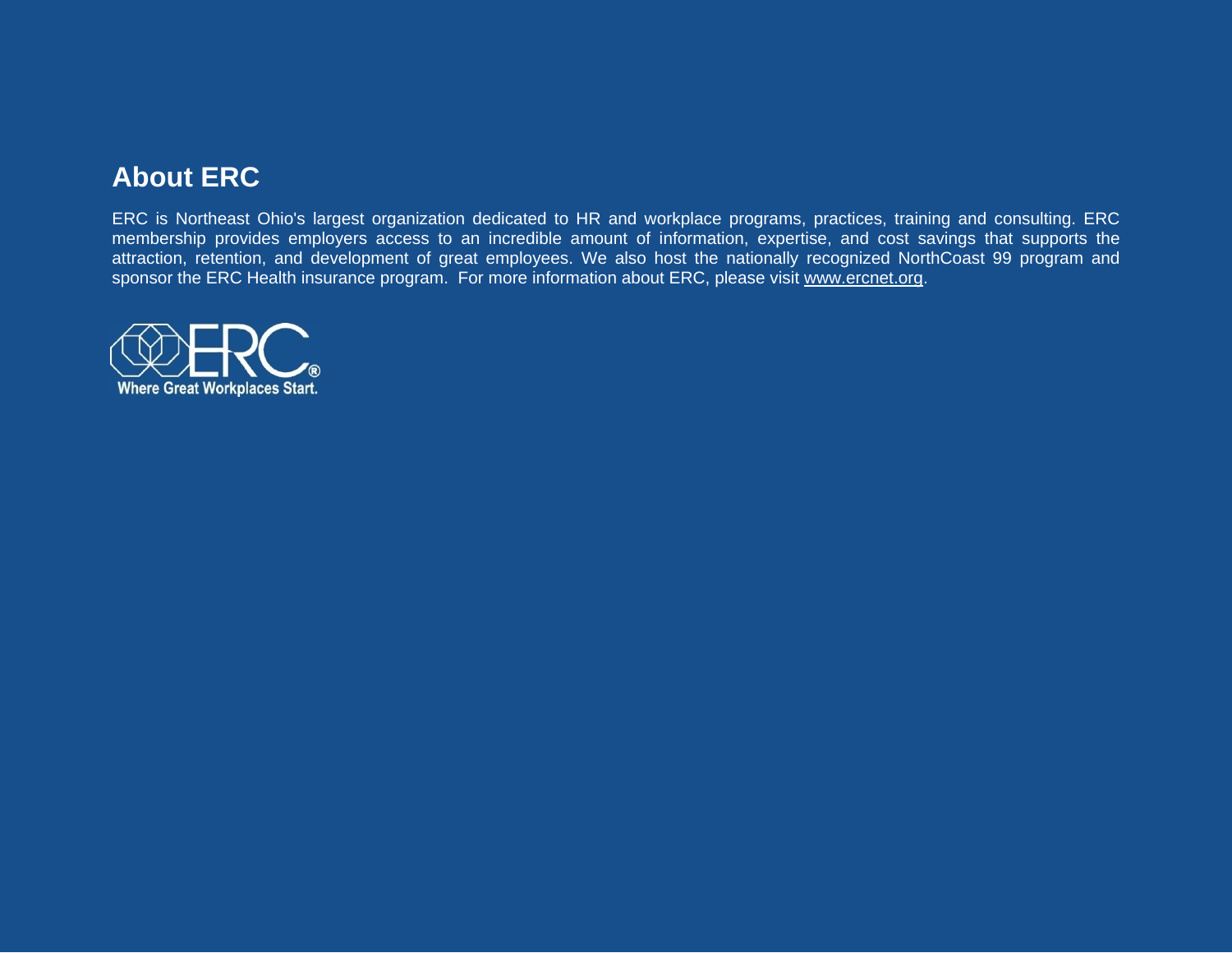## About ERC

ERC is Northeast Ohio's largest organization dedicated to HR and workplace programs, practices, training and consulting. ERC membership provides employers access to an incredible amount of information, expertise, and cost savings that supports the attraction, retention, and development of great employees. We also host the nationally recognized NorthCoast 99 program and sponsor the ERC Health insurance program. For more information about ERC, please visit www.ercnet.org.

ERC®
Where Great Workplaces Start.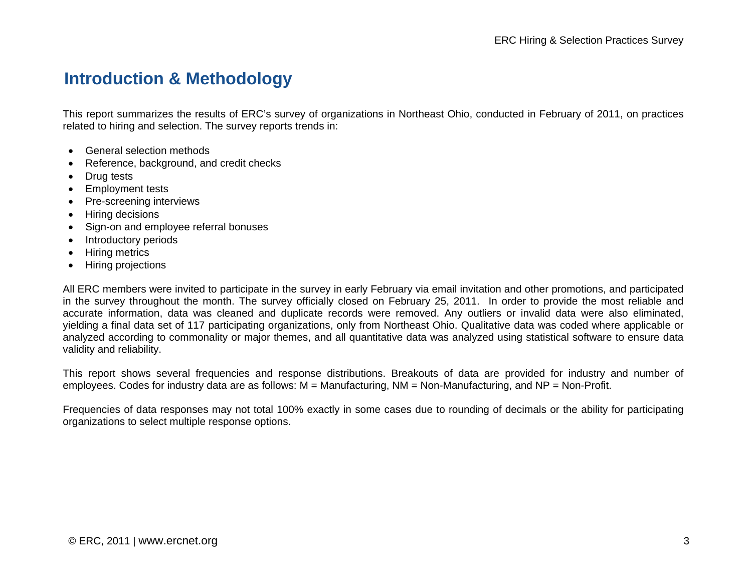## Introduction & Methodology

This report summarizes the results of ERC's survey of organizations in Northeast Ohio, conducted in February of 2011, on practices related to hiring and selection. The survey reports trends in:

- General selection methods
- Reference, background, and credit checks
- Drug tests
- Employment tests
- Pre-screening interviews
- Hiring decisions
- Sign-on and employee referral bonuses
- Introductory periods
- Hiring metrics
- Hiring projections

All ERC members were invited to participate in the survey in early February via email invitation and other promotions, and participated in the survey throughout the month. The survey officially closed on February 25, 2011. In order to provide the most reliable and accurate information, data was cleaned and duplicate records were removed. Any outliers or invalid data were also eliminated, yielding a final data set of 117 participating organizations, only from Northeast Ohio. Qualitative data was coded where applicable or analyzed according to commonality or major themes, and all quantitative data was analyzed using statistical software to ensure data validity and reliability.

This report shows several frequencies and response distributions. Breakouts of data are provided for industry and number of employees. Codes for industry data are as follows: M = Manufacturing, NM = Non-Manufacturing, and NP = Non-Profit.

Frequencies of data responses may not total 100% exactly in some cases due to rounding of decimals or the ability for participating organizations to select multiple response options.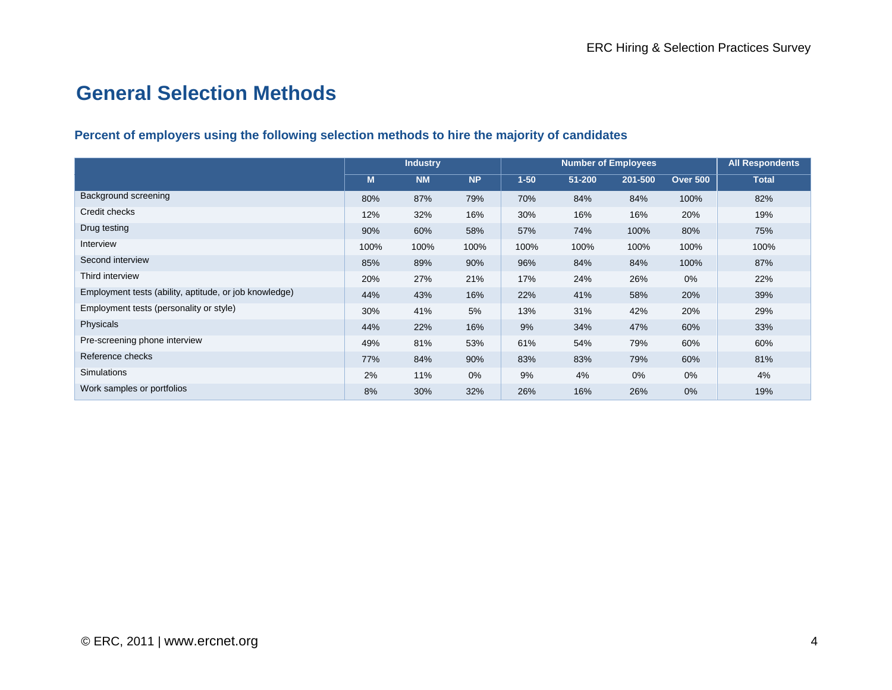# General Selection Methods

### Percent of employers using the following selection methods to hire the majority of candidates

| | Industry | | | Number of Employees | | | | All Respondents |
|---|---|---|---|---|---|---|---|---|
| | M | NM | NP | 1-50 | 51-200 | 201-500 | Over 500 | Total |
| Background screening | 80% | 87% | 79% | 70% | 84% | 84% | 100% | 82% |
| Credit checks | 12% | 32% | 16% | 30% | 16% | 16% | 20% | 19% |
| Drug testing | 90% | 60% | 58% | 57% | 74% | 100% | 80% | 75% |
| Interview | 100% | 100% | 100% | 100% | 100% | 100% | 100% | 100% |
| Second interview | 85% | 89% | 90% | 96% | 84% | 84% | 100% | 87% |
| Third interview | 20% | 27% | 21% | 17% | 24% | 26% | 0% | 22% |
| Employment tests (ability, aptitude, or job knowledge) | 44% | 43% | 16% | 22% | 41% | 58% | 20% | 39% |
| Employment tests (personality or style) | 30% | 41% | 5% | 13% | 31% | 42% | 20% | 29% |
| Physicals | 44% | 22% | 16% | 9% | 34% | 47% | 60% | 33% |
| Pre-screening phone interview | 49% | 81% | 53% | 61% | 54% | 79% | 60% | 60% |
| Reference checks | 77% | 84% | 90% | 83% | 83% | 79% | 60% | 81% |
| Simulations | 2% | 11% | 0% | 9% | 4% | 0% | 0% | 4% |
| Work samples or portfolios | 8% | 30% | 32% | 26% | 16% | 26% | 0% | 19% |

© ERC, 2011 | www.ercnet.org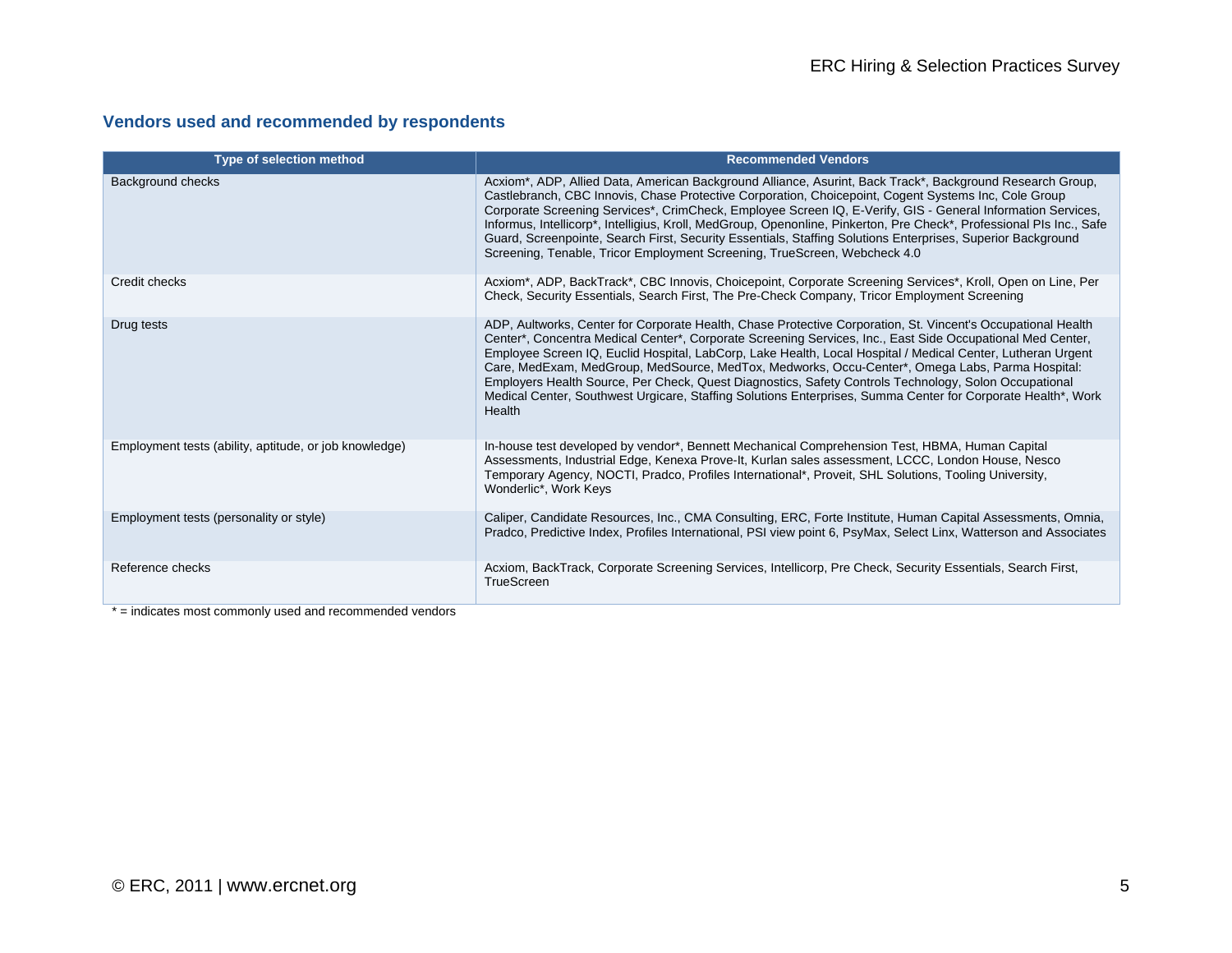## Vendors used and recommended by respondents

| Type of selection method | Recommended Vendors |
|---|---|
| Background checks | Acxiom*, ADP, Allied Data, American Background Alliance, Asurint, Back Track*, Background Research Group, Castlebranch, CBC Innovis, Chase Protective Corporation, Choicepoint, Cogent Systems Inc, Cole Group Corporate Screening Services*, CrimCheck, Employee Screen IQ, E-Verify, GIS - General Information Services, Informus, Intellicorp*, Intelligius, Kroll, MedGroup, Openonline, Pinkerton, Pre Check*, Professional PIs Inc., Safe Guard, Screenpointe, Search First, Security Essentials, Staffing Solutions Enterprises, Superior Background Screening, Tenable, Tricor Employment Screening, TrueScreen, Webcheck 4.0 |
| Credit checks | Acxiom*, ADP, BackTrack*, CBC Innovis, Choicepoint, Corporate Screening Services*, Kroll, Open on Line, Per Check, Security Essentials, Search First, The Pre-Check Company, Tricor Employment Screening |
| Drug tests | ADP, Aultworks, Center for Corporate Health, Chase Protective Corporation, St. Vincent's Occupational Health Center*, Concentra Medical Center*, Corporate Screening Services, Inc., East Side Occupational Med Center, Employee Screen IQ, Euclid Hospital, LabCorp, Lake Health, Local Hospital / Medical Center, Lutheran Urgent Care, MedExam, MedGroup, MedSource, MedTox, Medworks, Occu-Center*, Omega Labs, Parma Hospital: Employers Health Source, Per Check, Quest Diagnostics, Safety Controls Technology, Solon Occupational Medical Center, Southwest Urgicare, Staffing Solutions Enterprises, Summa Center for Corporate Health*, Work Health |
| Employment tests (ability, aptitude, or job knowledge) | In-house test developed by vendor*, Bennett Mechanical Comprehension Test, HBMA, Human Capital Assessments, Industrial Edge, Kenexa Prove-It, Kurlan sales assessment, LCCC, London House, Nesco Temporary Agency, NOCTI, Pradco, Profiles International*, Proveit, SHL Solutions, Tooling University, Wonderlic*, Work Keys |
| Employment tests (personality or style) | Caliper, Candidate Resources, Inc., CMA Consulting, ERC, Forte Institute, Human Capital Assessments, Omnia, Pradco, Predictive Index, Profiles International, PSI view point 6, PsyMax, Select Linx, Watterson and Associates |
| Reference checks | Acxiom, BackTrack, Corporate Screening Services, Intellicorp, Pre Check, Security Essentials, Search First, TrueScreen |

* = indicates most commonly used and recommended vendors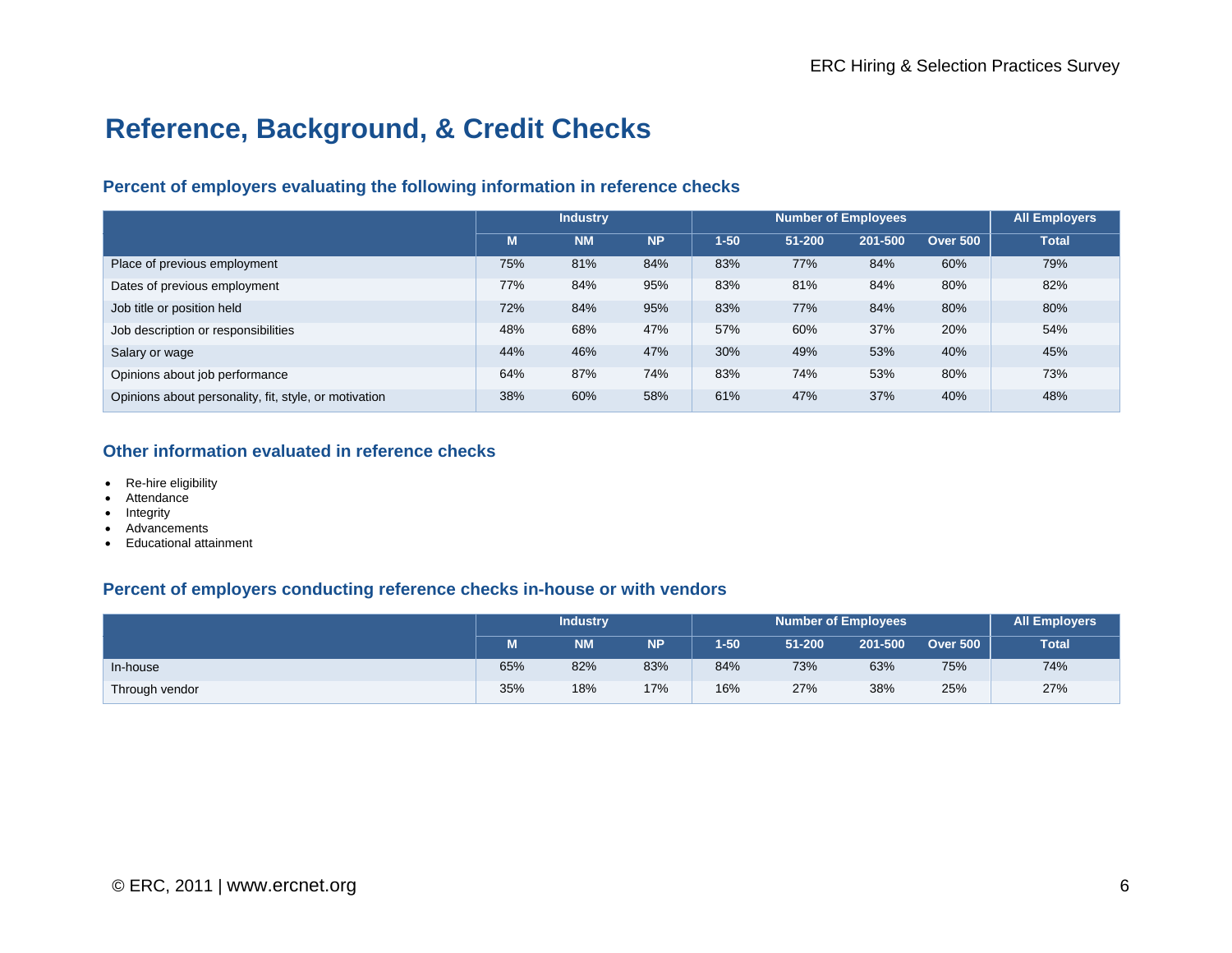# Reference, Background, & Credit Checks

### Percent of employers evaluating the following information in reference checks

| | Industry | | | Number of Employees | | | | All Employers |
|---|---|---|---|---|---|---|---|---|
| | M | NM | NP | 1-50 | 51-200 | 201-500 | Over 500 | Total |
| Place of previous employment | 75% | 81% | 84% | 83% | 77% | 84% | 60% | 79% |
| Dates of previous employment | 77% | 84% | 95% | 83% | 81% | 84% | 80% | 82% |
| Job title or position held | 72% | 84% | 95% | 83% | 77% | 84% | 80% | 80% |
| Job description or responsibilities | 48% | 68% | 47% | 57% | 60% | 37% | 20% | 54% |
| Salary or wage | 44% | 46% | 47% | 30% | 49% | 53% | 40% | 45% |
| Opinions about job performance | 64% | 87% | 74% | 83% | 74% | 53% | 80% | 73% |
| Opinions about personality, fit, style, or motivation | 38% | 60% | 58% | 61% | 47% | 37% | 40% | 48% |

### Other information evaluated in reference checks

- Re-hire eligibility
- Attendance
- Integrity
- Advancements
- Educational attainment

### Percent of employers conducting reference checks in-house or with vendors

| | Industry | | | Number of Employees | | | | All Employers |
|---|---|---|---|---|---|---|---|---|
| | M | NM | NP | 1-50 | 51-200 | 201-500 | Over 500 | Total |
| In-house | 65% | 82% | 83% | 84% | 73% | 63% | 75% | 74% |
| Through vendor | 35% | 18% | 17% | 16% | 27% | 38% | 25% | 27% |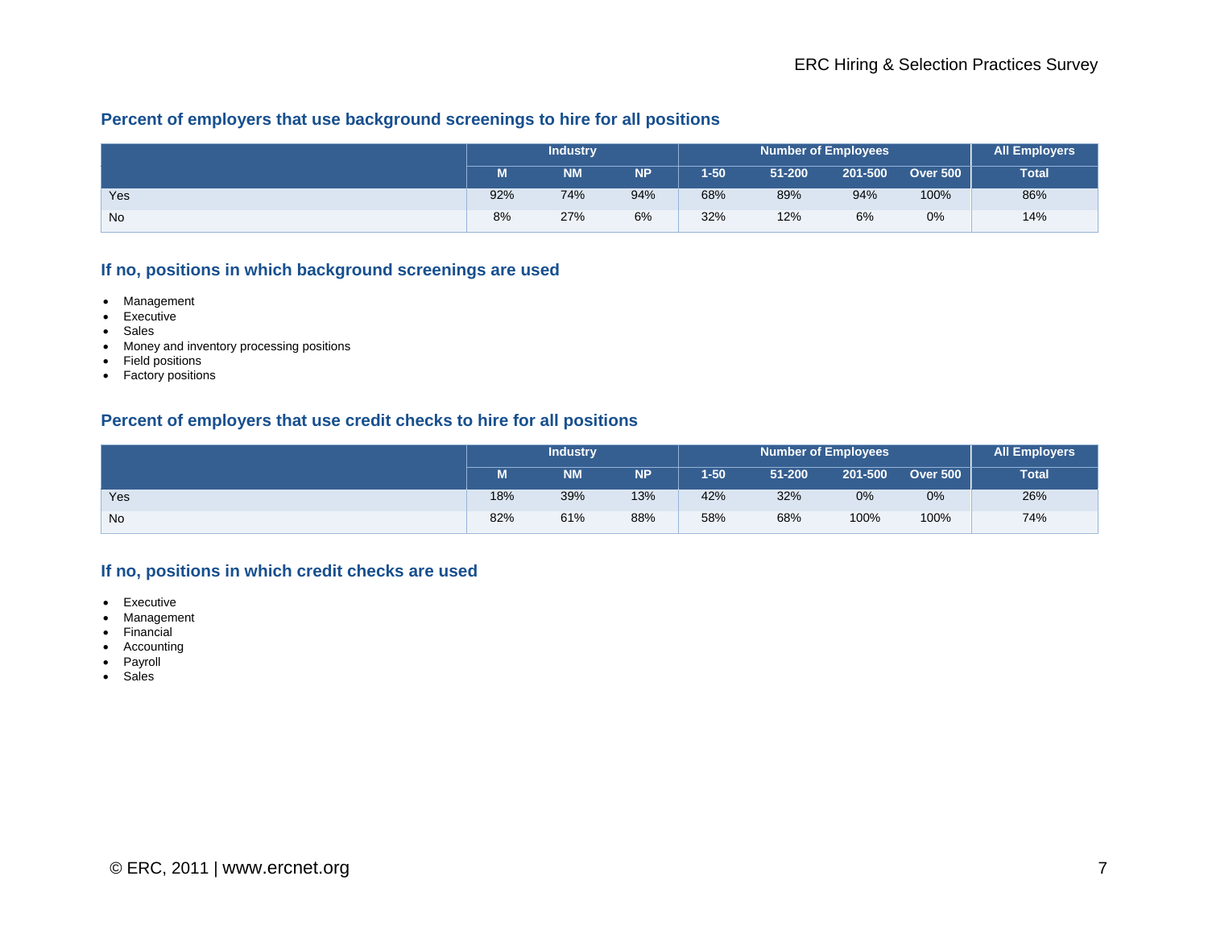## Percent of employers that use background screenings to hire for all positions

| | Industry | | | Number of Employees | | | | All Employers |
|---|---|---|---|---|---|---|---|---|
| | M | NM | NP | 1-50 | 51-200 | 201-500 | Over 500 | Total |
| Yes | 92% | 74% | 94% | 68% | 89% | 94% | 100% | 86% |
| No | 8% | 27% | 6% | 32% | 12% | 6% | 0% | 14% |

## If no, positions in which background screenings are used

- Management
- Executive
- Sales
- Money and inventory processing positions
- Field positions
- Factory positions

## Percent of employers that use credit checks to hire for all positions

| | Industry | | | Number of Employees | | | | All Employers |
|---|---|---|---|---|---|---|---|---|
| | M | NM | NP | 1-50 | 51-200 | 201-500 | Over 500 | Total |
| Yes | 18% | 39% | 13% | 42% | 32% | 0% | 0% | 26% |
| No | 82% | 61% | 88% | 58% | 68% | 100% | 100% | 74% |

## If no, positions in which credit checks are used

- Executive
- Management
- Financial
- Accounting
- Payroll
- Sales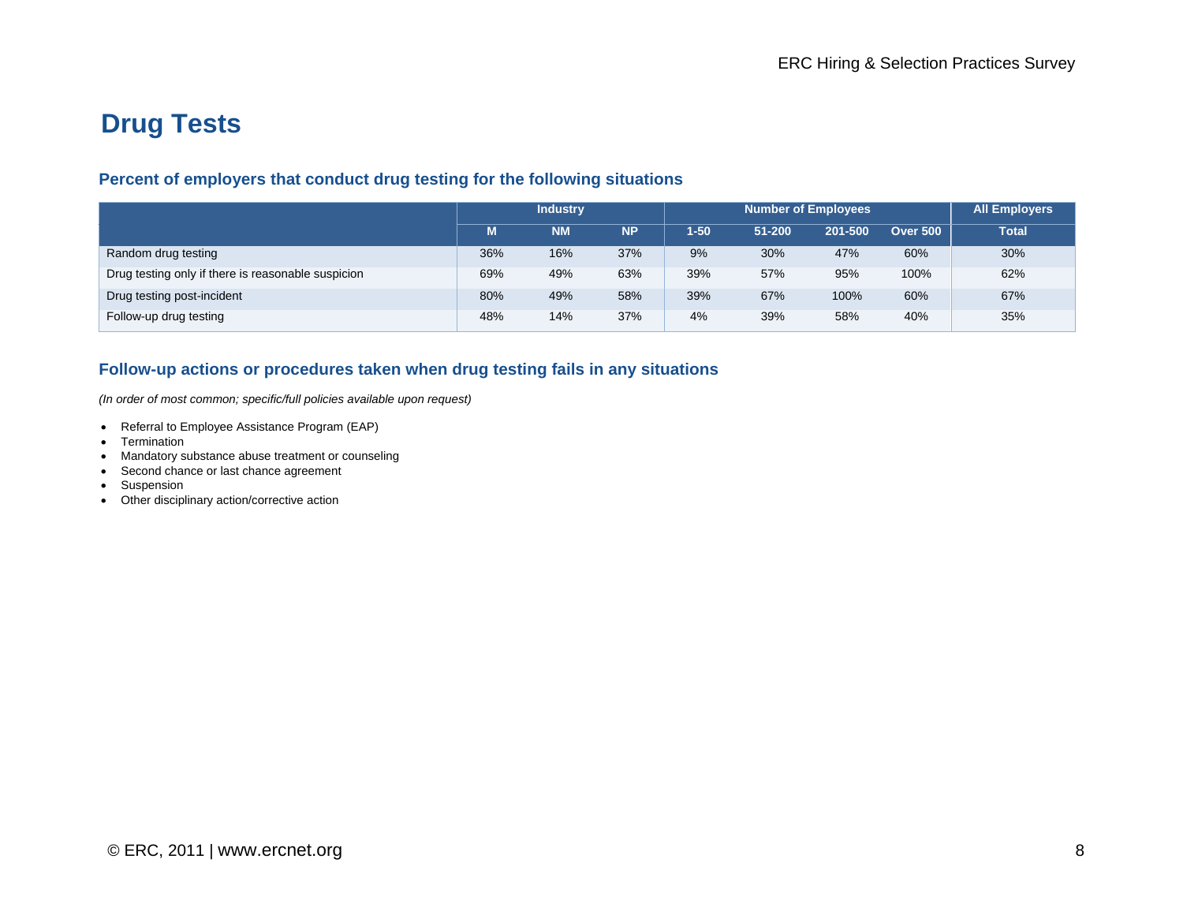# Drug Tests

### Percent of employers that conduct drug testing for the following situations

| | Industry | | | Number of Employees | | | | All Employers |
|---|---|---|---|---|---|---|---|---|
| | M | NM | NP | 1-50 | 51-200 | 201-500 | Over 500 | Total |
| Random drug testing | 36% | 16% | 37% | 9% | 30% | 47% | 60% | 30% |
| Drug testing only if there is reasonable suspicion | 69% | 49% | 63% | 39% | 57% | 95% | 100% | 62% |
| Drug testing post-incident | 80% | 49% | 58% | 39% | 67% | 100% | 60% | 67% |
| Follow-up drug testing | 48% | 14% | 37% | 4% | 39% | 58% | 40% | 35% |

### Follow-up actions or procedures taken when drug testing fails in any situations

*(In order of most common; specific/full policies available upon request)*

- Referral to Employee Assistance Program (EAP)
- Termination
- Mandatory substance abuse treatment or counseling
- Second chance or last chance agreement
- Suspension
- Other disciplinary action/corrective action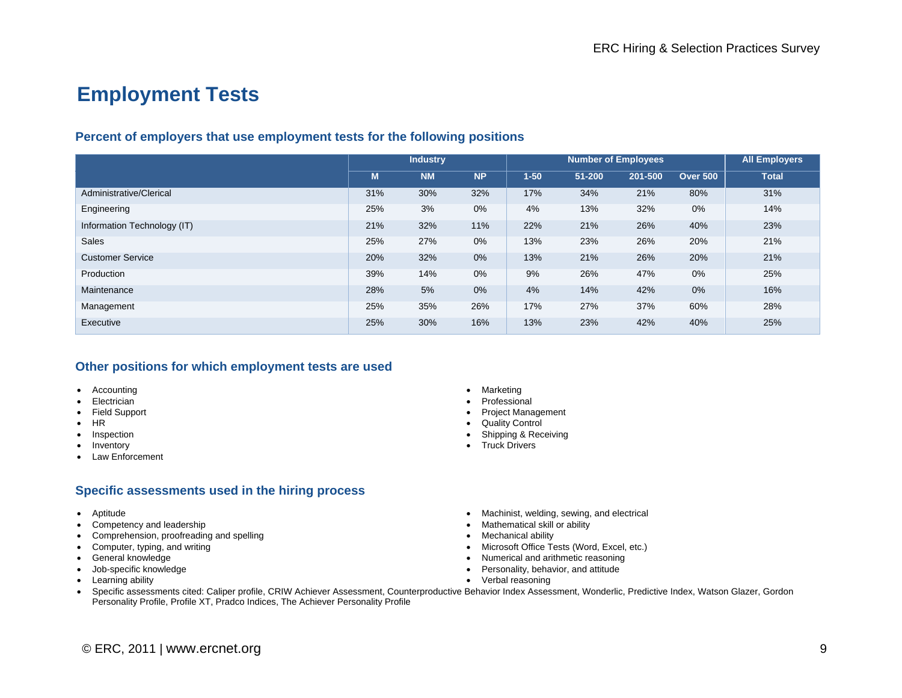# Employment Tests

### Percent of employers that use employment tests for the following positions

| | Industry | | | Number of Employees | | | | All Employers |
|---|---|---|---|---|---|---|---|---|
| | M | NM | NP | 1-50 | 51-200 | 201-500 | Over 500 | Total |
| Administrative/Clerical | 31% | 30% | 32% | 17% | 34% | 21% | 80% | 31% |
| Engineering | 25% | 3% | 0% | 4% | 13% | 32% | 0% | 14% |
| Information Technology (IT) | 21% | 32% | 11% | 22% | 21% | 26% | 40% | 23% |
| Sales | 25% | 27% | 0% | 13% | 23% | 26% | 20% | 21% |
| Customer Service | 20% | 32% | 0% | 13% | 21% | 26% | 20% | 21% |
| Production | 39% | 14% | 0% | 9% | 26% | 47% | 0% | 25% |
| Maintenance | 28% | 5% | 0% | 4% | 14% | 42% | 0% | 16% |
| Management | 25% | 35% | 26% | 17% | 27% | 37% | 60% | 28% |
| Executive | 25% | 30% | 16% | 13% | 23% | 42% | 40% | 25% |

### Other positions for which employment tests are used

- Accounting
- Electrician
- Field Support
- HR
- Inspection
- Inventory
- Law Enforcement
- Marketing
- Professional
- Project Management
- Quality Control
- Shipping & Receiving
- Truck Drivers

### Specific assessments used in the hiring process

- Aptitude
- Competency and leadership
- Comprehension, proofreading and spelling
- Computer, typing, and writing
- General knowledge
- Job-specific knowledge
- Learning ability
- Machinist, welding, sewing, and electrical
- Mathematical skill or ability
- Mechanical ability
- Microsoft Office Tests (Word, Excel, etc.)
- Numerical and arithmetic reasoning
- Personality, behavior, and attitude
- Verbal reasoning
- Specific assessments cited: Caliper profile, CRIW Achiever Assessment, Counterproductive Behavior Index Assessment, Wonderlic, Predictive Index, Watson Glazer, Gordon Personality Profile, Profile XT, Pradco Indices, The Achiever Personality Profile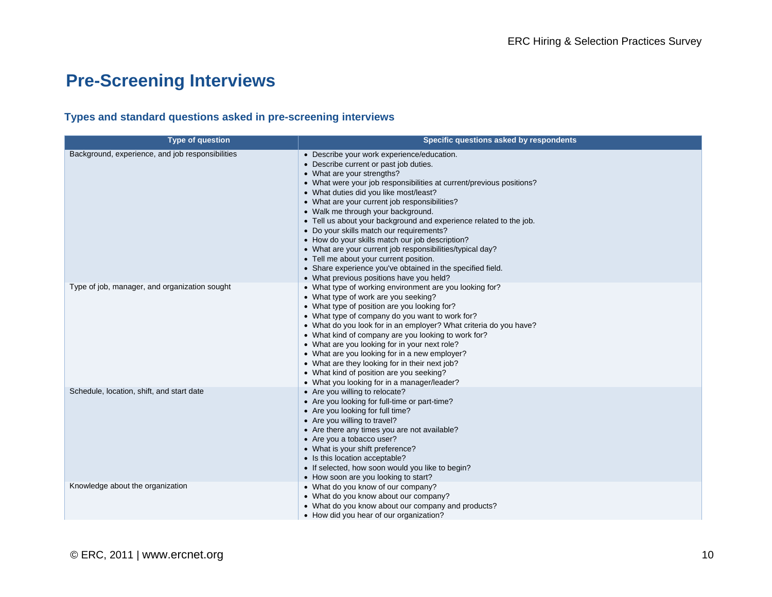# Pre-Screening Interviews

### Types and standard questions asked in pre-screening interviews

| Type of question | Specific questions asked by respondents |
|---|---|
| Background, experience, and job responsibilities | • Describe your work experience/education.<br>• Describe current or past job duties.<br>• What are your strengths?<br>• What were your job responsibilities at current/previous positions?<br>• What duties did you like most/least?<br>• What are your current job responsibilities?<br>• Walk me through your background.<br>• Tell us about your background and experience related to the job.<br>• Do your skills match our requirements?<br>• How do your skills match our job description?<br>• What are your current job responsibilities/typical day?<br>• Tell me about your current position.<br>• Share experience you've obtained in the specified field.<br>• What previous positions have you held? |
| Type of job, manager, and organization sought | • What type of working environment are you looking for?<br>• What type of work are you seeking?<br>• What type of position are you looking for?<br>• What type of company do you want to work for?<br>• What do you look for in an employer? What criteria do you have?<br>• What kind of company are you looking to work for?<br>• What are you looking for in your next role?<br>• What are you looking for in a new employer?<br>• What are they looking for in their next job?<br>• What kind of position are you seeking?<br>• What you looking for in a manager/leader? |
| Schedule, location, shift, and start date | • Are you willing to relocate?<br>• Are you looking for full-time or part-time?<br>• Are you looking for full time?<br>• Are you willing to travel?<br>• Are there any times you are not available?<br>• Are you a tobacco user?<br>• What is your shift preference?<br>• Is this location acceptable?<br>• If selected, how soon would you like to begin?<br>• How soon are you looking to start? |
| Knowledge about the organization | • What do you know of our company?<br>• What do you know about our company?<br>• What do you know about our company and products?<br>• How did you hear of our organization? |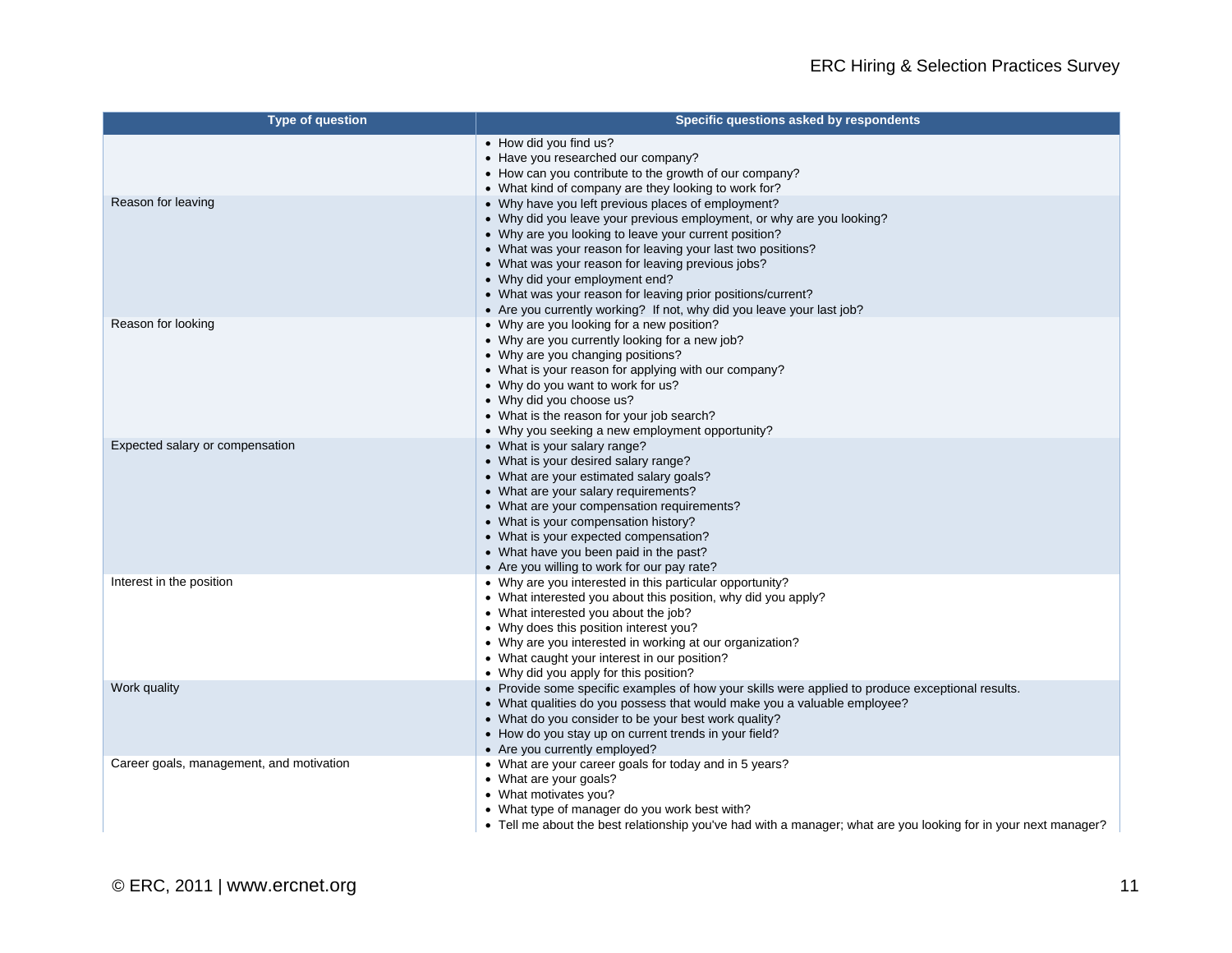| Type of question | Specific questions asked by respondents |
| --- | --- |
| | • How did you find us?<br>• Have you researched our company?<br>• How can you contribute to the growth of our company?<br>• What kind of company are they looking to work for? |
| Reason for leaving | • Why have you left previous places of employment?<br>• Why did you leave your previous employment, or why are you looking?<br>• Why are you looking to leave your current position?<br>• What was your reason for leaving your last two positions?<br>• What was your reason for leaving previous jobs?<br>• Why did your employment end?<br>• What was your reason for leaving prior positions/current?<br>• Are you currently working?  If not, why did you leave your last job? |
| Reason for looking | • Why are you looking for a new position?<br>• Why are you currently looking for a new job?<br>• Why are you changing positions?<br>• What is your reason for applying with our company?<br>• Why do you want to work for us?<br>• Why did you choose us?<br>• What is the reason for your job search?<br>• Why you seeking a new employment opportunity? |
| Expected salary or compensation | • What is your salary range?<br>• What is your desired salary range?<br>• What are your estimated salary goals?<br>• What are your salary requirements?<br>• What are your compensation requirements?<br>• What is your compensation history?<br>• What is your expected compensation?<br>• What have you been paid in the past?<br>• Are you willing to work for our pay rate? |
| Interest in the position | • Why are you interested in this particular opportunity?<br>• What interested you about this position, why did you apply?<br>• What interested you about the job?<br>• Why does this position interest you?<br>• Why are you interested in working at our organization?<br>• What caught your interest in our position?<br>• Why did you apply for this position? |
| Work quality | • Provide some specific examples of how your skills were applied to produce exceptional results.<br>• What qualities do you possess that would make you a valuable employee?<br>• What do you consider to be your best work quality?<br>• How do you stay up on current trends in your field?<br>• Are you currently employed? |
| Career goals, management, and motivation | • What are your career goals for today and in 5 years?<br>• What are your goals?<br>• What motivates you?<br>• What type of manager do you work best with?<br>• Tell me about the best relationship you've had with a manager; what are you looking for in your next manager? |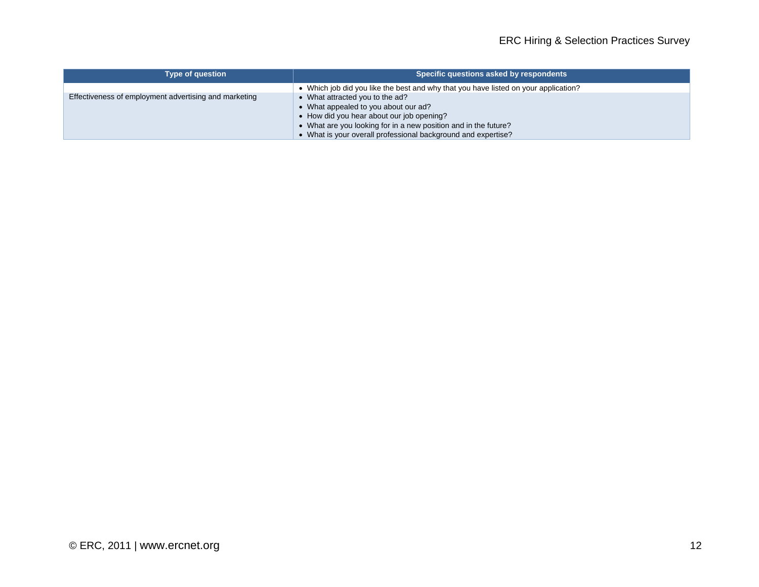| Type of question | Specific questions asked by respondents |
|---|---|
| | • Which job did you like the best and why that you have listed on your application? |
| Effectiveness of employment advertising and marketing | • What attracted you to the ad?<br>• What appealed to you about our ad?<br>• How did you hear about our job opening?<br>• What are you looking for in a new position and in the future?<br>• What is your overall professional background and expertise? |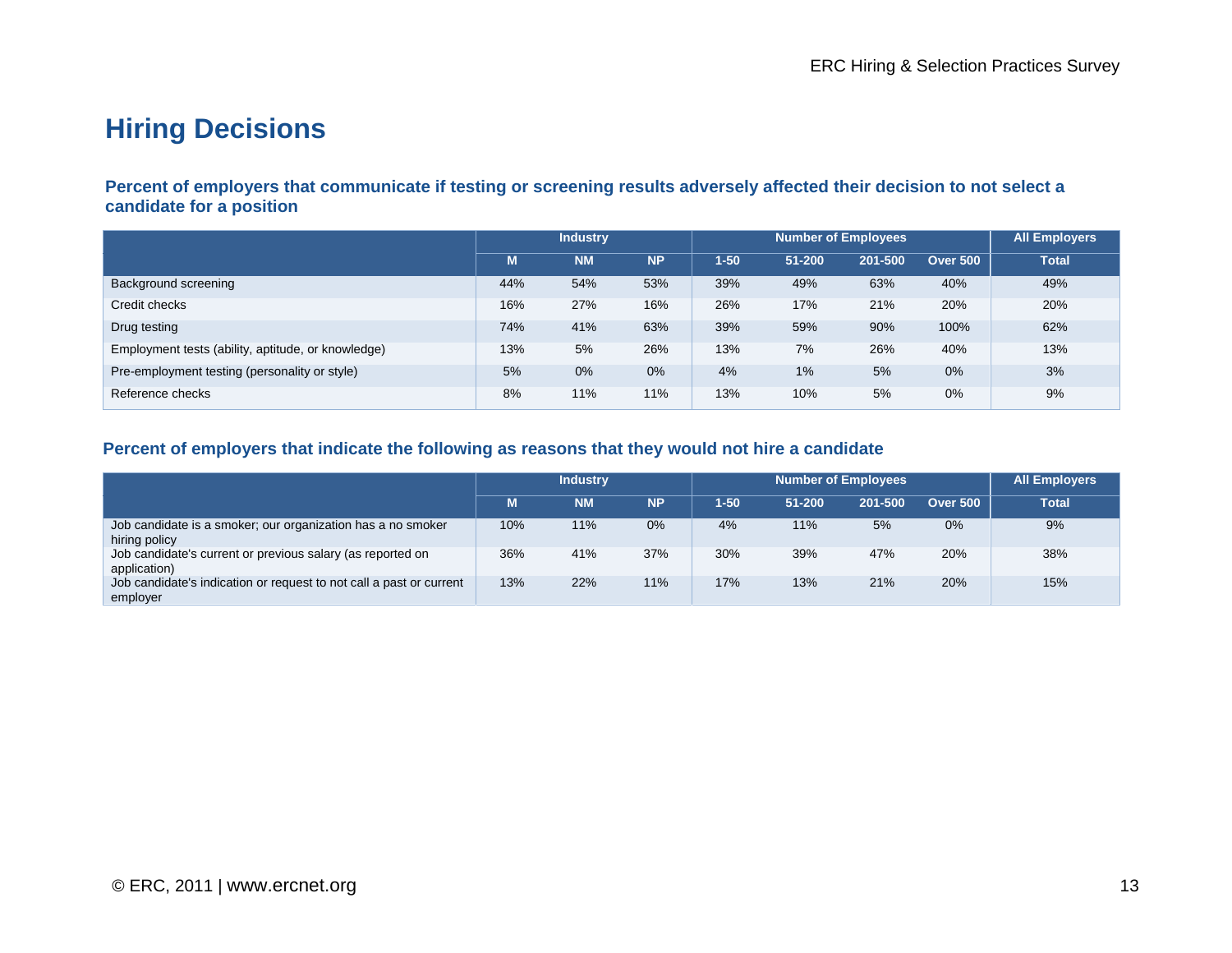# Hiring Decisions

### Percent of employers that communicate if testing or screening results adversely affected their decision to not select a candidate for a position

| | Industry | | | Number of Employees | | | | All Employers |
|---|---|---|---|---|---|---|---|---|
| | M | NM | NP | 1-50 | 51-200 | 201-500 | Over 500 | Total |
| Background screening | 44% | 54% | 53% | 39% | 49% | 63% | 40% | 49% |
| Credit checks | 16% | 27% | 16% | 26% | 17% | 21% | 20% | 20% |
| Drug testing | 74% | 41% | 63% | 39% | 59% | 90% | 100% | 62% |
| Employment tests (ability, aptitude, or knowledge) | 13% | 5% | 26% | 13% | 7% | 26% | 40% | 13% |
| Pre-employment testing (personality or style) | 5% | 0% | 0% | 4% | 1% | 5% | 0% | 3% |
| Reference checks | 8% | 11% | 11% | 13% | 10% | 5% | 0% | 9% |

### Percent of employers that indicate the following as reasons that they would not hire a candidate

| | Industry | | | Number of Employees | | | | All Employers |
|---|---|---|---|---|---|---|---|---|
| | M | NM | NP | 1-50 | 51-200 | 201-500 | Over 500 | Total |
| Job candidate is a smoker; our organization has a no smoker hiring policy | 10% | 11% | 0% | 4% | 11% | 5% | 0% | 9% |
| Job candidate's current or previous salary (as reported on application) | 36% | 41% | 37% | 30% | 39% | 47% | 20% | 38% |
| Job candidate's indication or request to not call a past or current employer | 13% | 22% | 11% | 17% | 13% | 21% | 20% | 15% |

© ERC, 2011 | www.ercnet.org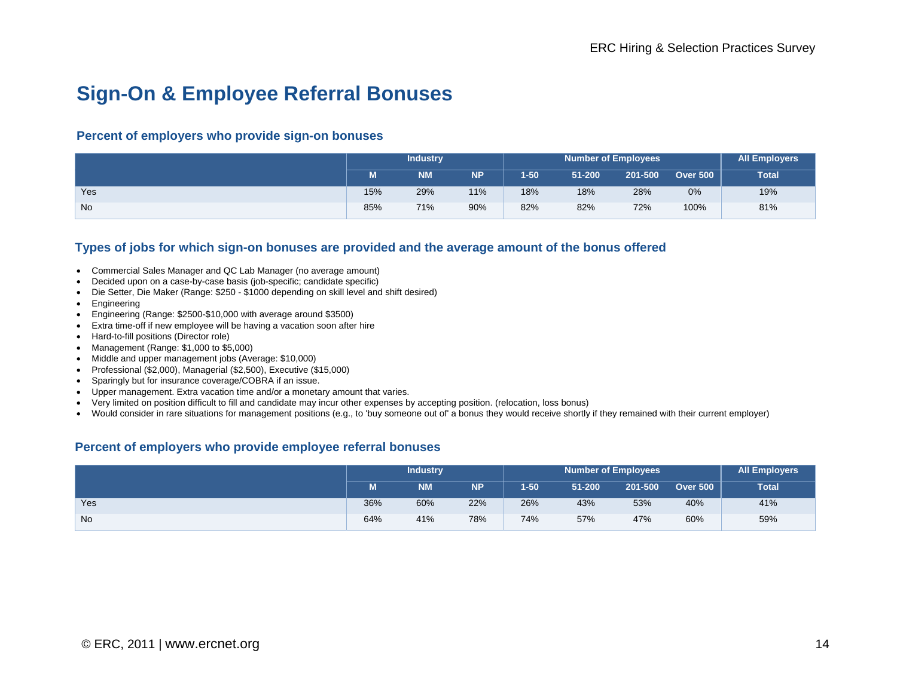# Sign-On & Employee Referral Bonuses

### Percent of employers who provide sign-on bonuses

| | Industry | | | Number of Employees | | | | All Employers |
|---|---|---|---|---|---|---|---|---|
| | M | NM | NP | 1-50 | 51-200 | 201-500 | Over 500 | Total |
| Yes | 15% | 29% | 11% | 18% | 18% | 28% | 0% | 19% |
| No | 85% | 71% | 90% | 82% | 82% | 72% | 100% | 81% |

### Types of jobs for which sign-on bonuses are provided and the average amount of the bonus offered

- Commercial Sales Manager and QC Lab Manager (no average amount)
- Decided upon on a case-by-case basis (job-specific; candidate specific)
- Die Setter, Die Maker (Range: $250 - $1000 depending on skill level and shift desired)
- Engineering
- Engineering (Range: $2500-$10,000 with average around $3500)
- Extra time-off if new employee will be having a vacation soon after hire
- Hard-to-fill positions (Director role)
- Management (Range: $1,000 to $5,000)
- Middle and upper management jobs (Average: $10,000)
- Professional ($2,000), Managerial ($2,500), Executive ($15,000)
- Sparingly but for insurance coverage/COBRA if an issue.
- Upper management. Extra vacation time and/or a monetary amount that varies.
- Very limited on position difficult to fill and candidate may incur other expenses by accepting position. (relocation, loss bonus)
- Would consider in rare situations for management positions (e.g., to 'buy someone out of' a bonus they would receive shortly if they remained with their current employer)

### Percent of employers who provide employee referral bonuses

| | Industry | | | Number of Employees | | | | All Employers |
|---|---|---|---|---|---|---|---|---|
| | M | NM | NP | 1-50 | 51-200 | 201-500 | Over 500 | Total |
| Yes | 36% | 60% | 22% | 26% | 43% | 53% | 40% | 41% |
| No | 64% | 41% | 78% | 74% | 57% | 47% | 60% | 59% |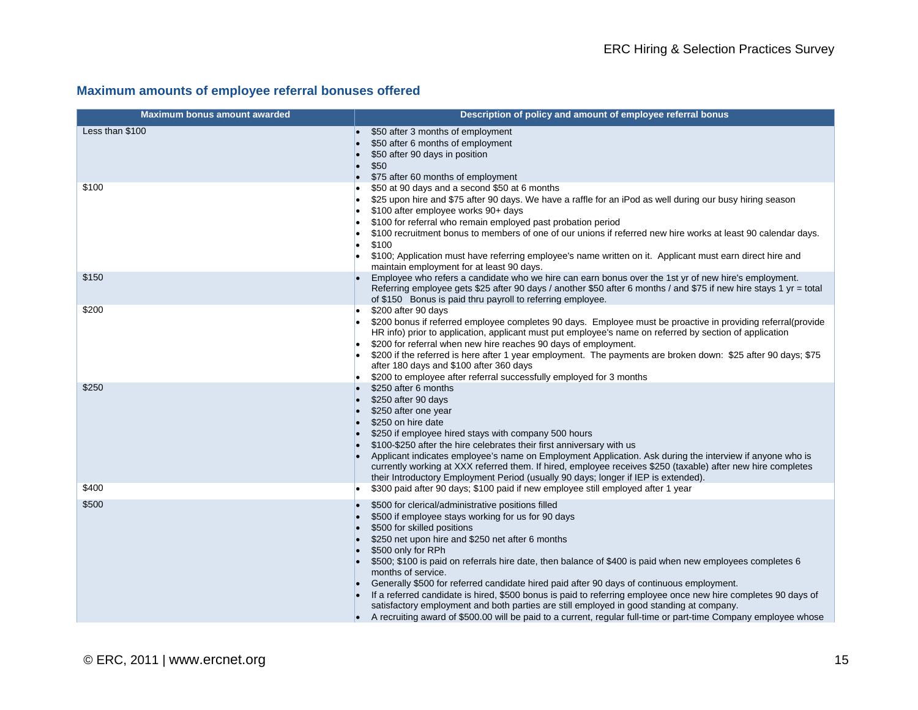### Maximum amounts of employee referral bonuses offered

| Maximum bonus amount awarded | Description of policy and amount of employee referral bonus |
|---|---|
| Less than $100 | • $50 after 3 months of employment<br>• $50 after 6 months of employment<br>• $50 after 90 days in position<br>• $50<br>• $75 after 60 months of employment |
| $100 | • $50 at 90 days and a second $50 at 6 months<br>• $25 upon hire and $75 after 90 days. We have a raffle for an iPod as well during our busy hiring season<br>• $100 after employee works 90+ days<br>• $100 for referral who remain employed past probation period<br>• $100 recruitment bonus to members of one of our unions if referred new hire works at least 90 calendar days.<br>• $100<br>• $100; Application must have referring employee's name written on it. Applicant must earn direct hire and maintain employment for at least 90 days. |
| $150 | • Employee who refers a candidate who we hire can earn bonus over the 1st yr of new hire's employment. Referring employee gets $25 after 90 days / another $50 after 6 months / and $75 if new hire stays 1 yr = total of $150 Bonus is paid thru payroll to referring employee. |
| $200 | • $200 after 90 days<br>• $200 bonus if referred employee completes 90 days. Employee must be proactive in providing referral(provide HR info) prior to application, applicant must put employee's name on referred by section of application<br>• $200 for referral when new hire reaches 90 days of employment.<br>• $200 if the referred is here after 1 year employment. The payments are broken down: $25 after 90 days; $75 after 180 days and $100 after 360 days<br>• $200 to employee after referral successfully employed for 3 months |
| $250 | • $250 after 6 months<br>• $250 after 90 days<br>• $250 after one year<br>• $250 on hire date<br>• $250 if employee hired stays with company 500 hours<br>• $100-$250 after the hire celebrates their first anniversary with us<br>• Applicant indicates employee's name on Employment Application. Ask during the interview if anyone who is currently working at XXX referred them. If hired, employee receives $250 (taxable) after new hire completes their Introductory Employment Period (usually 90 days; longer if IEP is extended). |
| $400 | • $300 paid after 90 days; $100 paid if new employee still employed after 1 year |
| $500 | • $500 for clerical/administrative positions filled<br>• $500 if employee stays working for us for 90 days<br>• $500 for skilled positions<br>• $250 net upon hire and $250 net after 6 months<br>• $500 only for RPh<br>• $500; $100 is paid on referrals hire date, then balance of $400 is paid when new employees completes 6 months of service.<br>• Generally $500 for referred candidate hired paid after 90 days of continuous employment.<br>• If a referred candidate is hired, $500 bonus is paid to referring employee once new hire completes 90 days of satisfactory employment and both parties are still employed in good standing at company.<br>• A recruiting award of $500.00 will be paid to a current, regular full-time or part-time Company employee whose |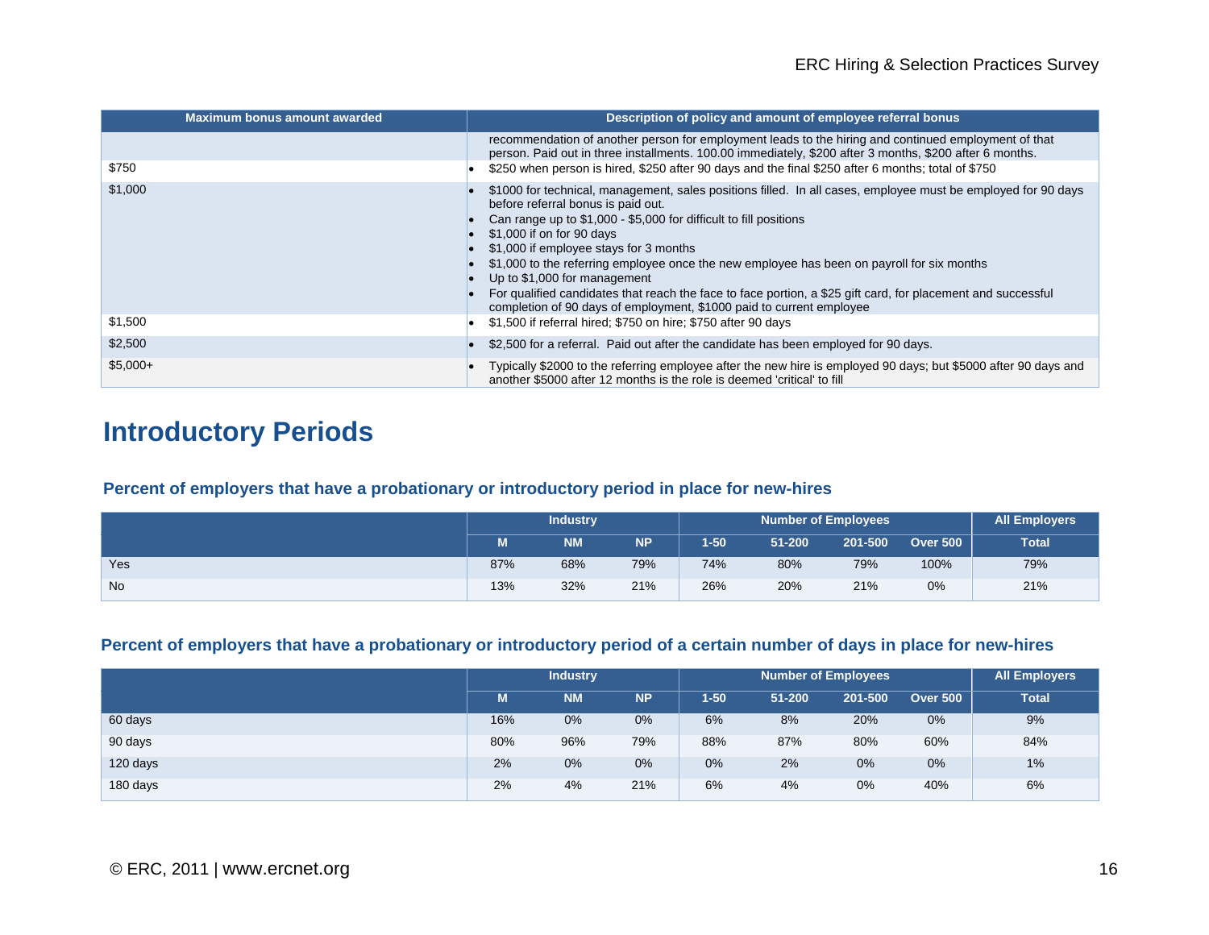| Maximum bonus amount awarded | Description of policy and amount of employee referral bonus |
|---|---|
| | recommendation of another person for employment leads to the hiring and continued employment of that person. Paid out in three installments. 100.00 immediately, $200 after 3 months, $200 after 6 months. |
| $750 | • $250 when person is hired, $250 after 90 days and the final $250 after 6 months; total of $750 |
| $1,000 | • $1000 for technical, management, sales positions filled. In all cases, employee must be employed for 90 days before referral bonus is paid out.<br>• Can range up to $1,000 - $5,000 for difficult to fill positions<br>• $1,000 if on for 90 days<br>• $1,000 if employee stays for 3 months<br>• $1,000 to the referring employee once the new employee has been on payroll for six months<br>• Up to $1,000 for management<br>• For qualified candidates that reach the face to face portion, a $25 gift card, for placement and successful completion of 90 days of employment, $1000 paid to current employee |
| $1,500 | • $1,500 if referral hired; $750 on hire; $750 after 90 days |
| $2,500 | • $2,500 for a referral. Paid out after the candidate has been employed for 90 days. |
| $5,000+ | • Typically $2000 to the referring employee after the new hire is employed 90 days; but $5000 after 90 days and another $5000 after 12 months is the role is deemed 'critical' to fill |

# Introductory Periods

### Percent of employers that have a probationary or introductory period in place for new-hires

| | Industry | | | Number of Employees | | | | All Employers |
|---|---|---|---|---|---|---|---|---|
| | M | NM | NP | 1-50 | 51-200 | 201-500 | Over 500 | Total |
| Yes | 87% | 68% | 79% | 74% | 80% | 79% | 100% | 79% |
| No | 13% | 32% | 21% | 26% | 20% | 21% | 0% | 21% |

### Percent of employers that have a probationary or introductory period of a certain number of days in place for new-hires

| | Industry | | | Number of Employees | | | | All Employers |
|---|---|---|---|---|---|---|---|---|
| | M | NM | NP | 1-50 | 51-200 | 201-500 | Over 500 | Total |
| 60 days | 16% | 0% | 0% | 6% | 8% | 20% | 0% | 9% |
| 90 days | 80% | 96% | 79% | 88% | 87% | 80% | 60% | 84% |
| 120 days | 2% | 0% | 0% | 0% | 2% | 0% | 0% | 1% |
| 180 days | 2% | 4% | 21% | 6% | 4% | 0% | 40% | 6% |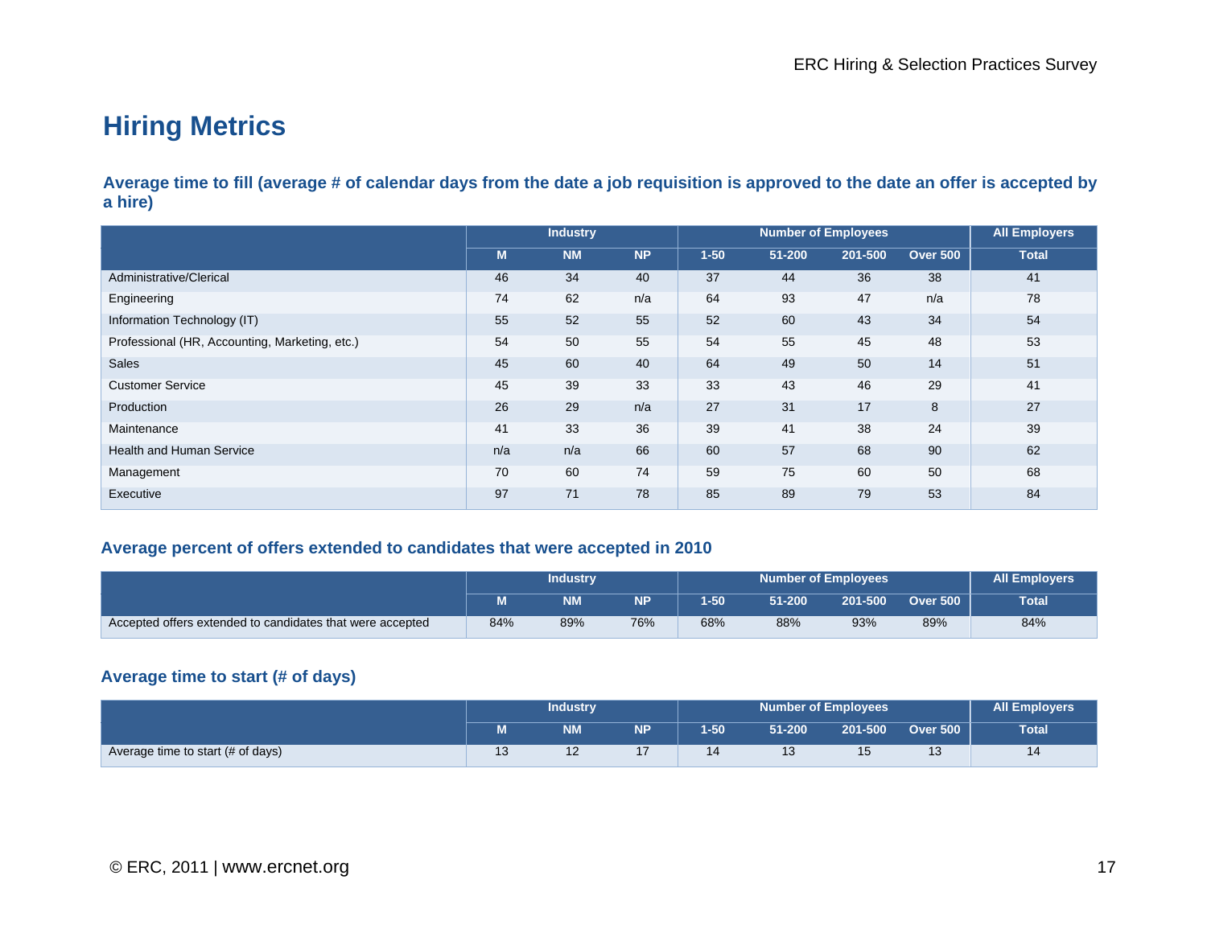## Hiring Metrics

### Average time to fill (average # of calendar days from the date a job requisition is approved to the date an offer is accepted by a hire)

| | Industry | | | Number of Employees | | | | All Employers |
|---|---|---|---|---|---|---|---|---|
| | M | NM | NP | 1-50 | 51-200 | 201-500 | Over 500 | Total |
| Administrative/Clerical | 46 | 34 | 40 | 37 | 44 | 36 | 38 | 41 |
| Engineering | 74 | 62 | n/a | 64 | 93 | 47 | n/a | 78 |
| Information Technology (IT) | 55 | 52 | 55 | 52 | 60 | 43 | 34 | 54 |
| Professional (HR, Accounting, Marketing, etc.) | 54 | 50 | 55 | 54 | 55 | 45 | 48 | 53 |
| Sales | 45 | 60 | 40 | 64 | 49 | 50 | 14 | 51 |
| Customer Service | 45 | 39 | 33 | 33 | 43 | 46 | 29 | 41 |
| Production | 26 | 29 | n/a | 27 | 31 | 17 | 8 | 27 |
| Maintenance | 41 | 33 | 36 | 39 | 41 | 38 | 24 | 39 |
| Health and Human Service | n/a | n/a | 66 | 60 | 57 | 68 | 90 | 62 |
| Management | 70 | 60 | 74 | 59 | 75 | 60 | 50 | 68 |
| Executive | 97 | 71 | 78 | 85 | 89 | 79 | 53 | 84 |

### Average percent of offers extended to candidates that were accepted in 2010

| | Industry | | | Number of Employees | | | | All Employers |
|---|---|---|---|---|---|---|---|---|
| | M | NM | NP | 1-50 | 51-200 | 201-500 | Over 500 | Total |
| Accepted offers extended to candidates that were accepted | 84% | 89% | 76% | 68% | 88% | 93% | 89% | 84% |

### Average time to start (# of days)

| | Industry | | | Number of Employees | | | | All Employers |
|---|---|---|---|---|---|---|---|---|
| | M | NM | NP | 1-50 | 51-200 | 201-500 | Over 500 | Total |
| Average time to start (# of days) | 13 | 12 | 17 | 14 | 13 | 15 | 13 | 14 |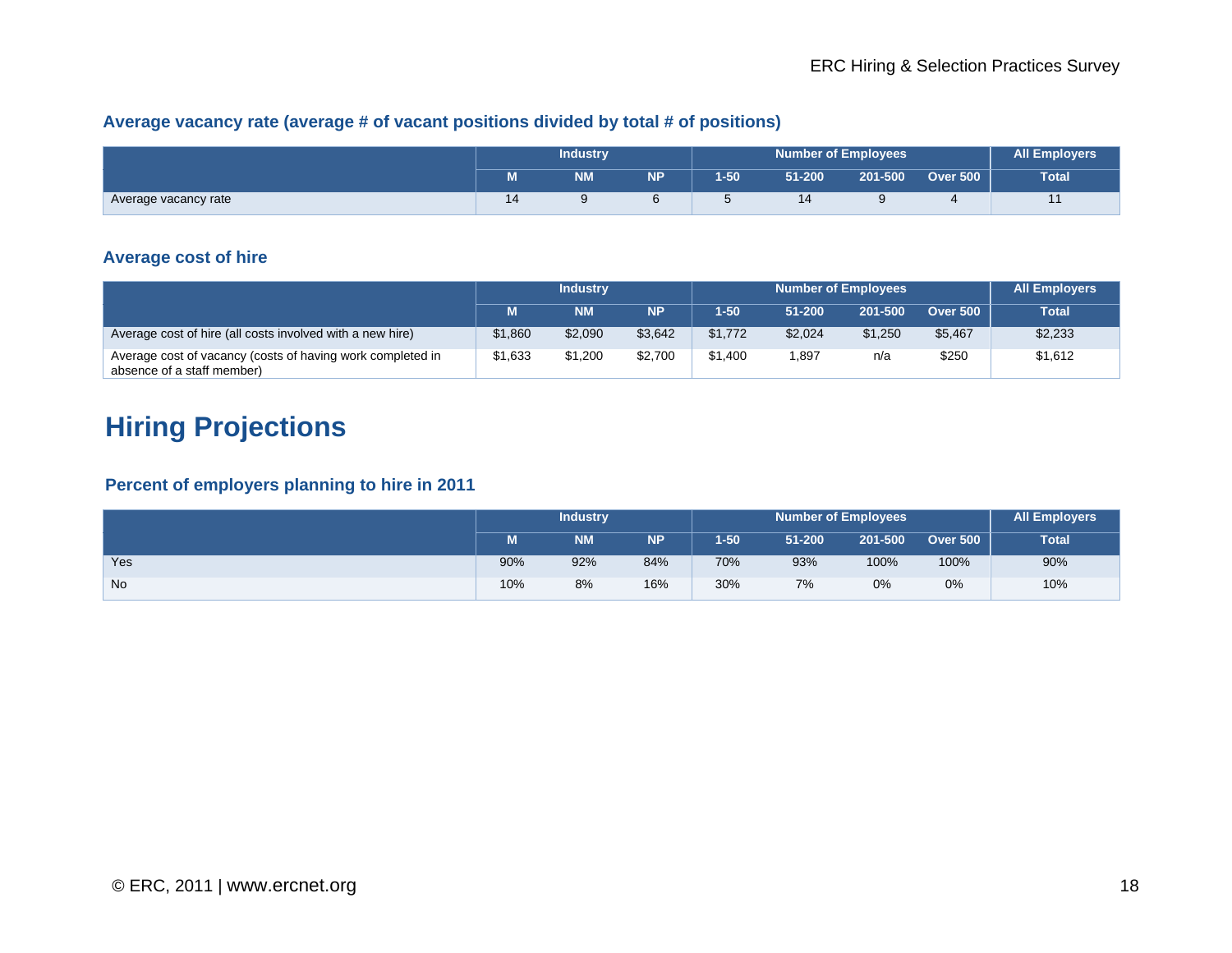### Average vacancy rate (average # of vacant positions divided by total # of positions)

| | Industry | | | Number of Employees | | | | All Employers |
|---|---|---|---|---|---|---|---|---|
| | M | NM | NP | 1-50 | 51-200 | 201-500 | Over 500 | Total |
| Average vacancy rate | 14 | 9 | 6 | 5 | 14 | 9 | 4 | 11 |

### Average cost of hire

| | Industry | | | Number of Employees | | | | All Employers |
|---|---|---|---|---|---|---|---|---|
| | M | NM | NP | 1-50 | 51-200 | 201-500 | Over 500 | Total |
| Average cost of hire (all costs involved with a new hire) | $1,860 | $2,090 | $3,642 | $1,772 | $2,024 | $1,250 | $5,467 | $2,233 |
| Average cost of vacancy (costs of having work completed in absence of a staff member) | $1,633 | $1,200 | $2,700 | $1,400 | 1,897 | n/a | $250 | $1,612 |

# Hiring Projections

### Percent of employers planning to hire in 2011

| | Industry | | | Number of Employees | | | | All Employers |
|---|---|---|---|---|---|---|---|---|
| | M | NM | NP | 1-50 | 51-200 | 201-500 | Over 500 | Total |
| Yes | 90% | 92% | 84% | 70% | 93% | 100% | 100% | 90% |
| No | 10% | 8% | 16% | 30% | 7% | 0% | 0% | 10% |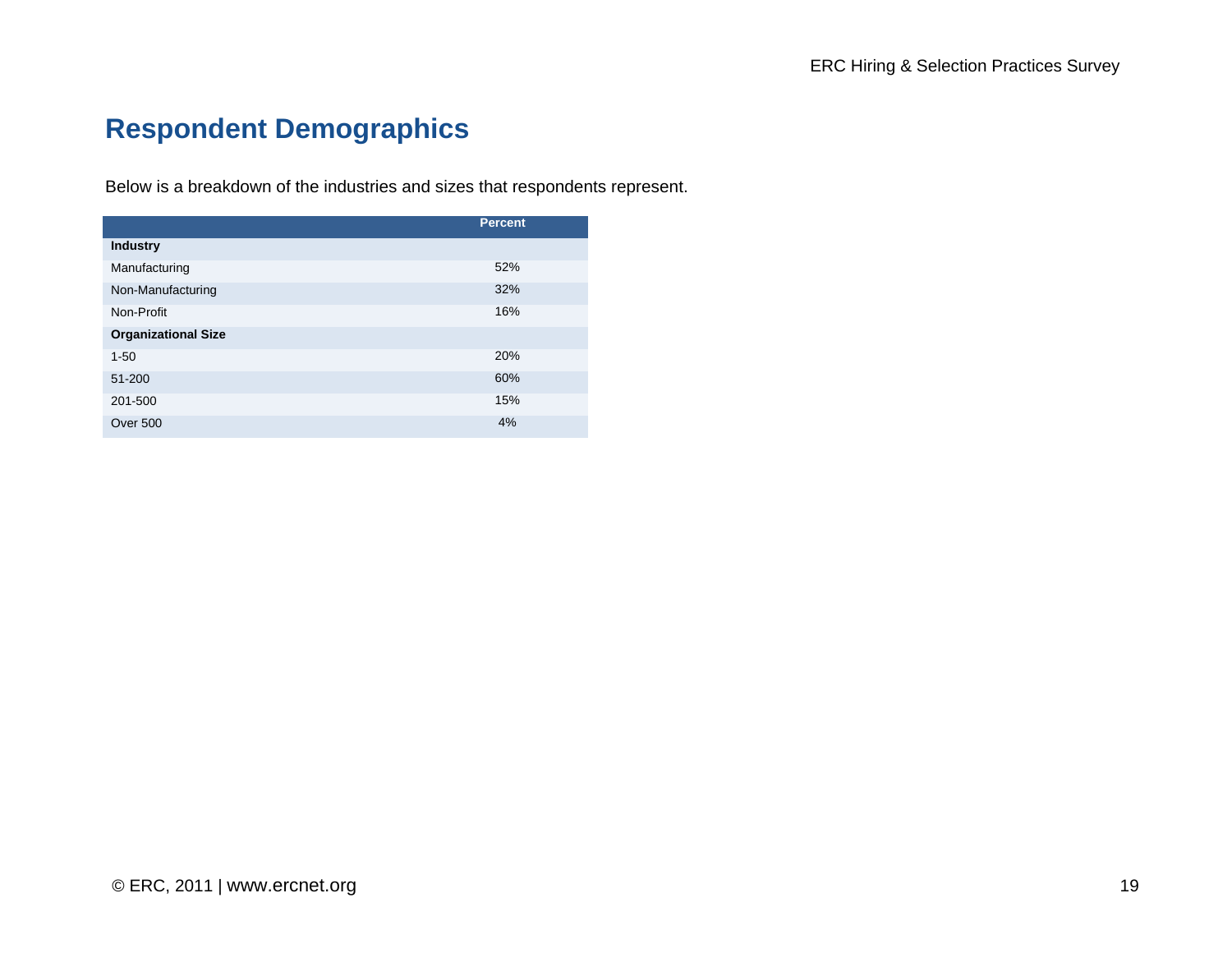## Respondent Demographics

Below is a breakdown of the industries and sizes that respondents represent.

| | Percent |
|---|---|
| **Industry** | |
| Manufacturing | 52% |
| Non-Manufacturing | 32% |
| Non-Profit | 16% |
| **Organizational Size** | |
| 1-50 | 20% |
| 51-200 | 60% |
| 201-500 | 15% |
| Over 500 | 4% |

© ERC, 2011 | www.ercnet.org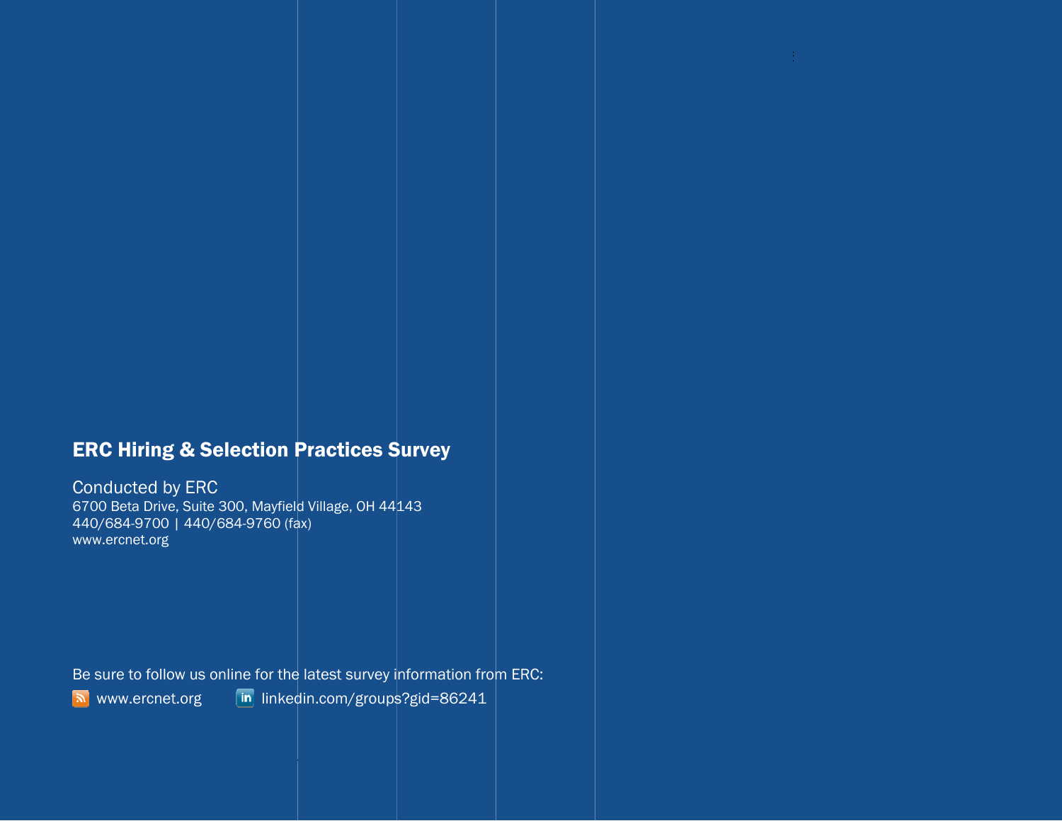## ERC Hiring & Selection Practices Survey

Conducted by ERC
6700 Beta Drive, Suite 300, Mayfield Village, OH 44143
440/684-9700 | 440/684-9760 (fax)
www.ercnet.org

Be sure to follow us online for the latest survey information from ERC:

www.ercnet.org    linkedin.com/groups?gid=86241